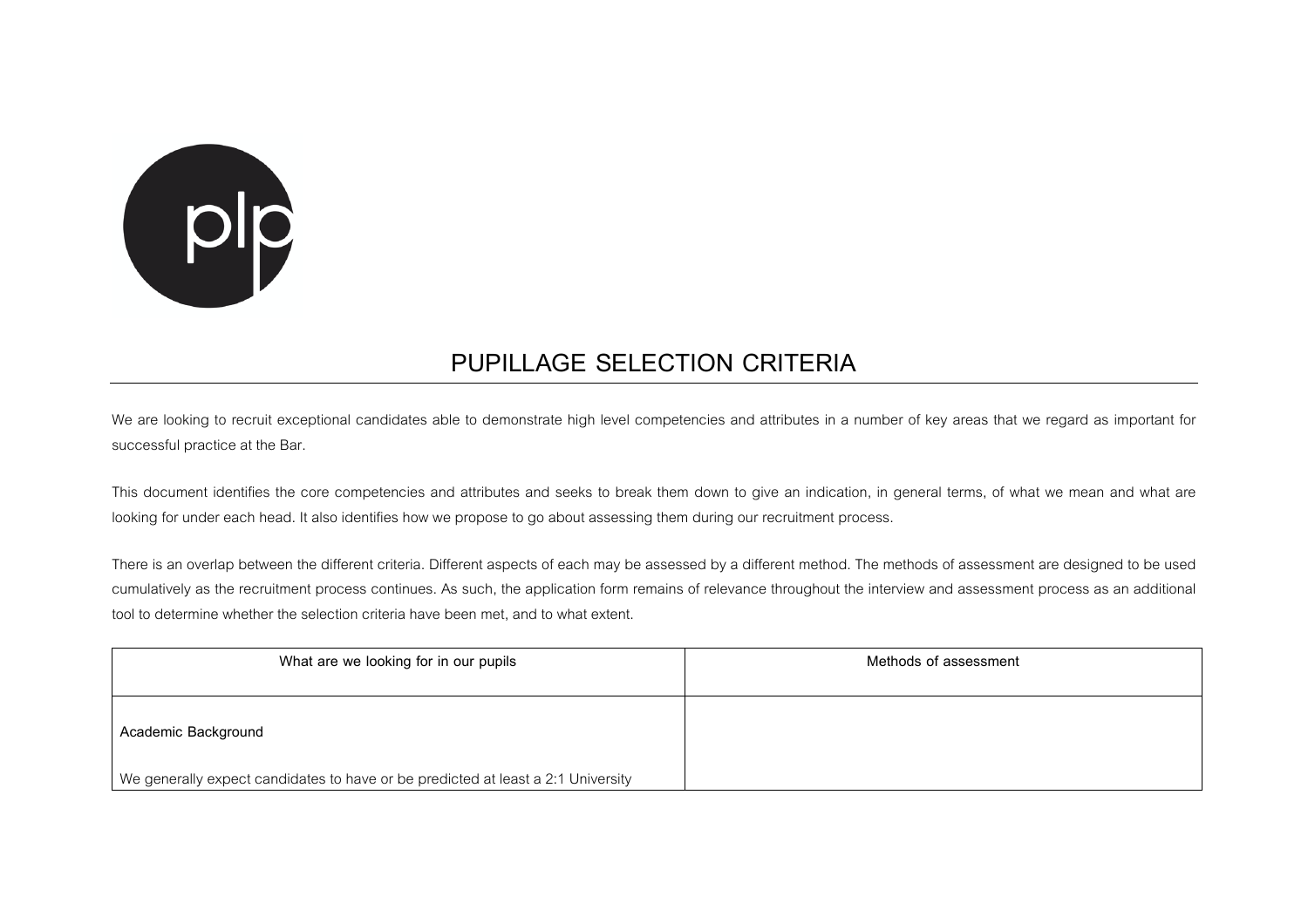# PUPILLAGE SELECTION CRITERIA

We are looking to recruit exceptional candidates able to demonstrate high level competencies and attributes in a number of key areas that we regard as important for successful practice at the Bar.

This document identifies the core competencies and attributes and seeks to break them down to give an indication, in general terms, of what we mean and what are looking for under each head. It also identifies how we propose to go about assessing them during our recruitment process.

There is an overlap between the different criteria. Different aspects of each may be assessed by a different method. The methods of assessment are designed to be used cumulatively as the recruitment process continues. As such, the application form remains of relevance throughout the interview and assessment process as an additional tool to determine whether the selection criteria have been met, and to what extent.

| What are we looking for in our pupils | Methods of assessment |
| --- | --- |
| **Academic Background**<br><br>We generally expect candidates to have or be predicted at least a 2:1 University | |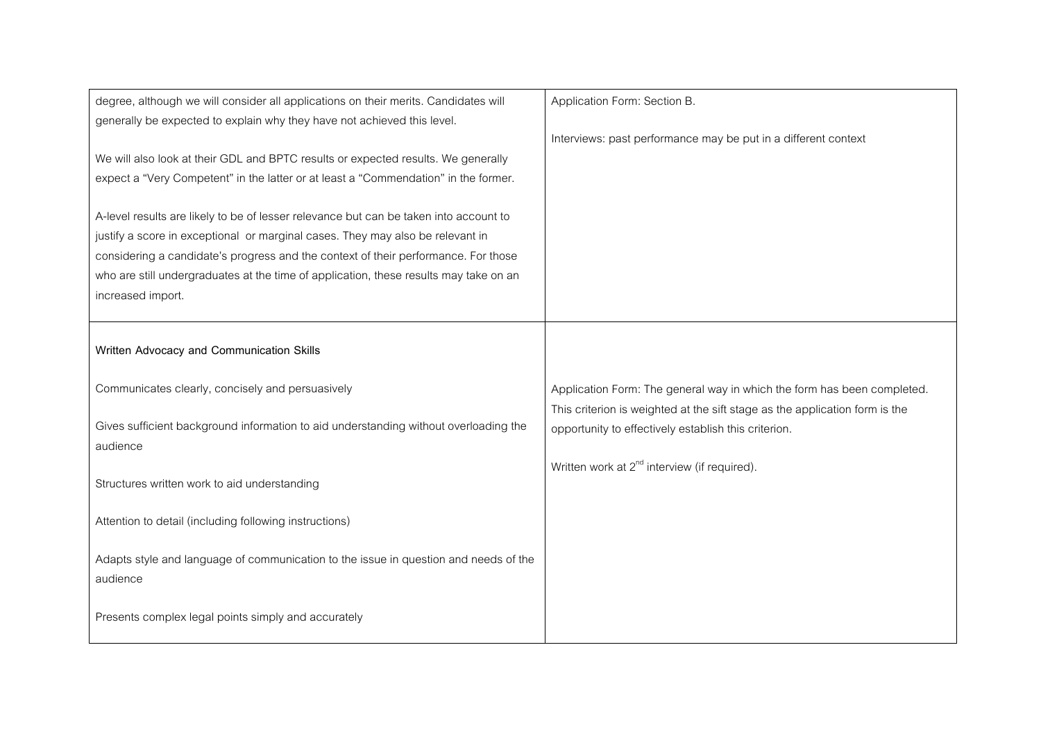| | |
|---|---|
| degree, although we will consider all applications on their merits. Candidates will generally be expected to explain why they have not achieved this level.<br><br>We will also look at their GDL and BPTC results or expected results. We generally expect a "Very Competent" in the latter or at least a "Commendation" in the former.<br><br>A-level results are likely to be of lesser relevance but can be taken into account to justify a score in exceptional or marginal cases. They may also be relevant in considering a candidate's progress and the context of their performance. For those who are still undergraduates at the time of application, these results may take on an increased import. | Application Form: Section B.<br><br>Interviews: past performance may be put in a different context |
| **Written Advocacy and Communication Skills**<br><br>Communicates clearly, concisely and persuasively<br><br>Gives sufficient background information to aid understanding without overloading the audience<br><br>Structures written work to aid understanding<br><br>Attention to detail (including following instructions)<br><br>Adapts style and language of communication to the issue in question and needs of the audience<br><br>Presents complex legal points simply and accurately | Application Form: The general way in which the form has been completed. This criterion is weighted at the sift stage as the application form is the opportunity to effectively establish this criterion.<br><br>Written work at 2nd interview (if required). |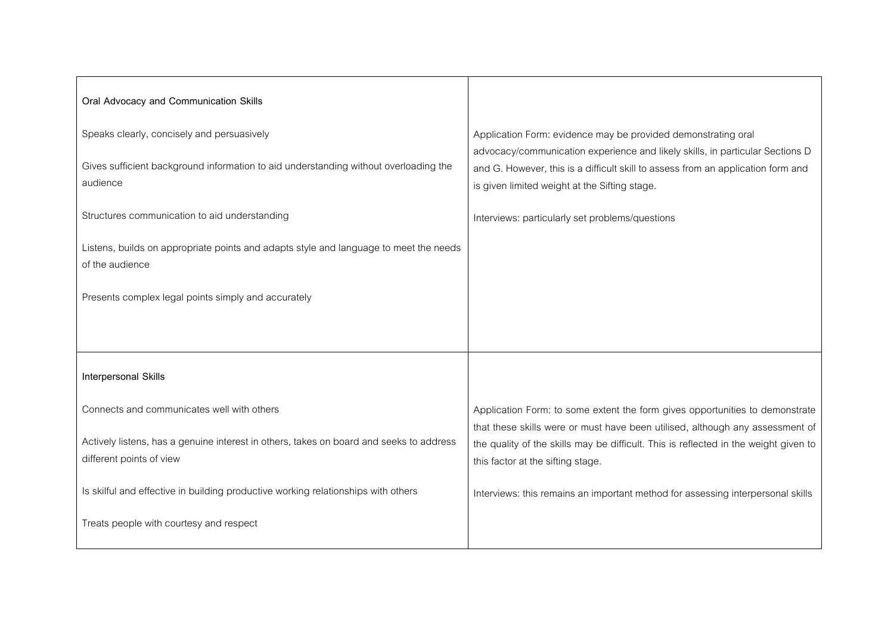| | |
|---|---|
| **Oral Advocacy and Communication Skills**<br><br>Speaks clearly, concisely and persuasively<br><br>Gives sufficient background information to aid understanding without overloading the audience<br><br>Structures communication to aid understanding<br><br>Listens, builds on appropriate points and adapts style and language to meet the needs of the audience<br><br>Presents complex legal points simply and accurately | Application Form: evidence may be provided demonstrating oral advocacy/communication experience and likely skills, in particular Sections D and G. However, this is a difficult skill to assess from an application form and is given limited weight at the Sifting stage.<br><br>Interviews: particularly set problems/questions |
| **Interpersonal Skills**<br><br>Connects and communicates well with others<br><br>Actively listens, has a genuine interest in others, takes on board and seeks to address different points of view<br><br>Is skilful and effective in building productive working relationships with others<br><br>Treats people with courtesy and respect | Application Form: to some extent the form gives opportunities to demonstrate that these skills were or must have been utilised, although any assessment of the quality of the skills may be difficult. This is reflected in the weight given to this factor at the sifting stage.<br><br>Interviews: this remains an important method for assessing interpersonal skills |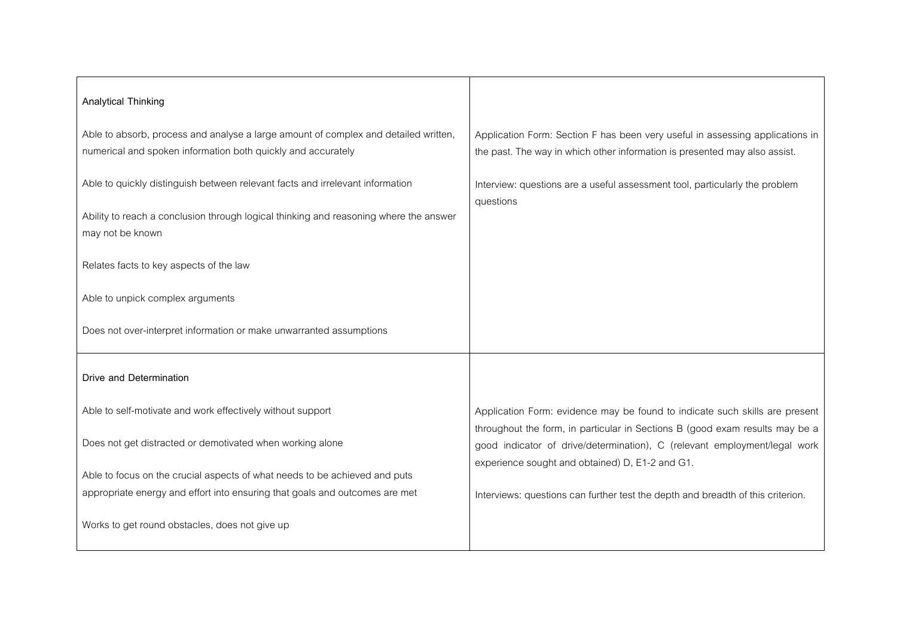| | |
|---|---|
| **Analytical Thinking**<br><br>Able to absorb, process and analyse a large amount of complex and detailed written, numerical and spoken information both quickly and accurately<br><br>Able to quickly distinguish between relevant facts and irrelevant information<br><br>Ability to reach a conclusion through logical thinking and reasoning where the answer may not be known<br><br>Relates facts to key aspects of the law<br><br>Able to unpick complex arguments<br><br>Does not over-interpret information or make unwarranted assumptions | Application Form: Section F has been very useful in assessing applications in the past. The way in which other information is presented may also assist.<br><br>Interview: questions are a useful assessment tool, particularly the problem questions |
| **Drive and Determination**<br><br>Able to self-motivate and work effectively without support<br><br>Does not get distracted or demotivated when working alone<br><br>Able to focus on the crucial aspects of what needs to be achieved and puts appropriate energy and effort into ensuring that goals and outcomes are met<br><br>Works to get round obstacles, does not give up | Application Form: evidence may be found to indicate such skills are present throughout the form, in particular in Sections B (good exam results may be a good indicator of drive/determination), C (relevant employment/legal work experience sought and obtained) D, E1-2 and G1.<br><br>Interviews: questions can further test the depth and breadth of this criterion. |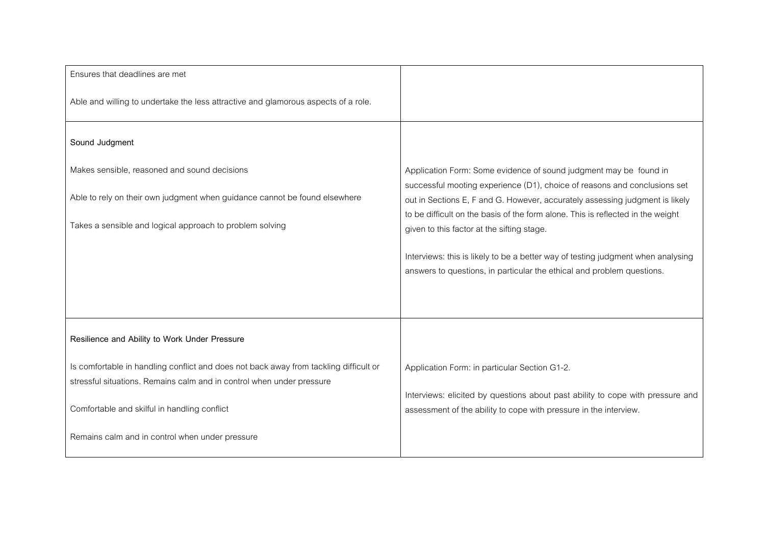| | |
|---|---|
| Ensures that deadlines are met<br><br>Able and willing to undertake the less attractive and glamorous aspects of a role. | |
| **Sound Judgment**<br><br>Makes sensible, reasoned and sound decisions<br><br>Able to rely on their own judgment when guidance cannot be found elsewhere<br><br>Takes a sensible and logical approach to problem solving | Application Form: Some evidence of sound judgment may be found in successful mooting experience (D1), choice of reasons and conclusions set out in Sections E, F and G. However, accurately assessing judgment is likely to be difficult on the basis of the form alone. This is reflected in the weight given to this factor at the sifting stage.<br><br>Interviews: this is likely to be a better way of testing judgment when analysing answers to questions, in particular the ethical and problem questions. |
| **Resilience and Ability to Work Under Pressure**<br><br>Is comfortable in handling conflict and does not back away from tackling difficult or stressful situations. Remains calm and in control when under pressure<br><br>Comfortable and skilful in handling conflict<br><br>Remains calm and in control when under pressure | Application Form: in particular Section G1-2.<br><br>Interviews: elicited by questions about past ability to cope with pressure and assessment of the ability to cope with pressure in the interview. |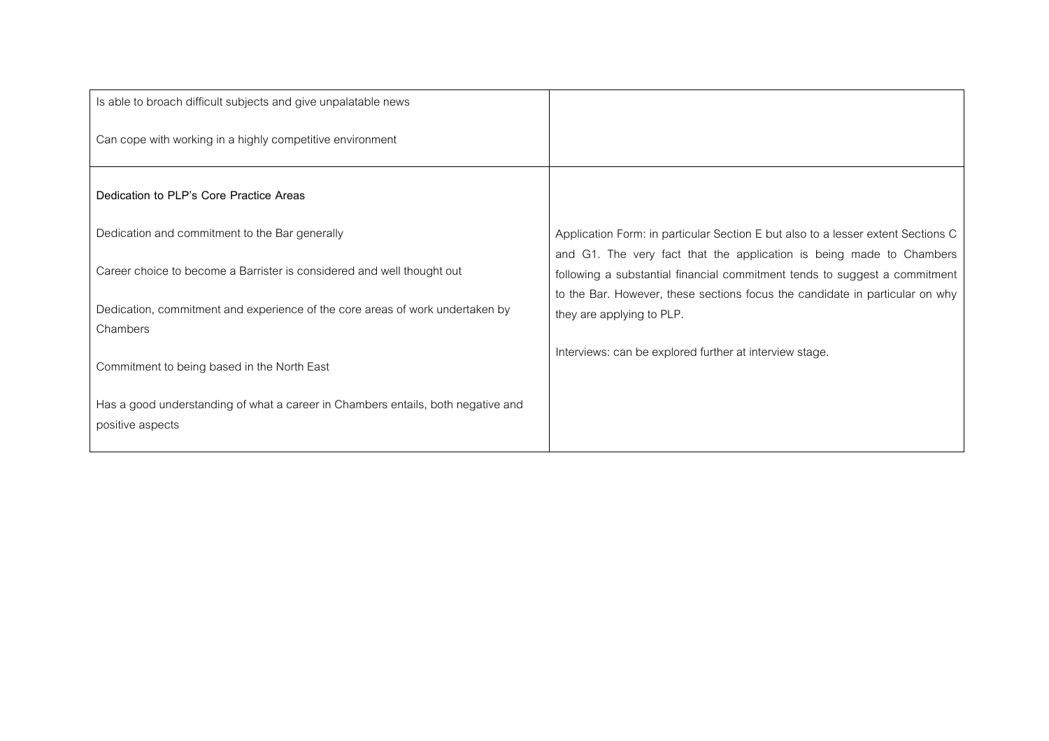| | |
|---|---|
| Is able to broach difficult subjects and give unpalatable news<br><br>Can cope with working in a highly competitive environment | |
| **Dedication to PLP's Core Practice Areas**<br><br>Dedication and commitment to the Bar generally<br><br>Career choice to become a Barrister is considered and well thought out<br><br>Dedication, commitment and experience of the core areas of work undertaken by Chambers<br><br>Commitment to being based in the North East<br><br>Has a good understanding of what a career in Chambers entails, both negative and positive aspects | Application Form: in particular Section E but also to a lesser extent Sections C and G1. The very fact that the application is being made to Chambers following a substantial financial commitment tends to suggest a commitment to the Bar. However, these sections focus the candidate in particular on why they are applying to PLP.<br><br>Interviews: can be explored further at interview stage. |